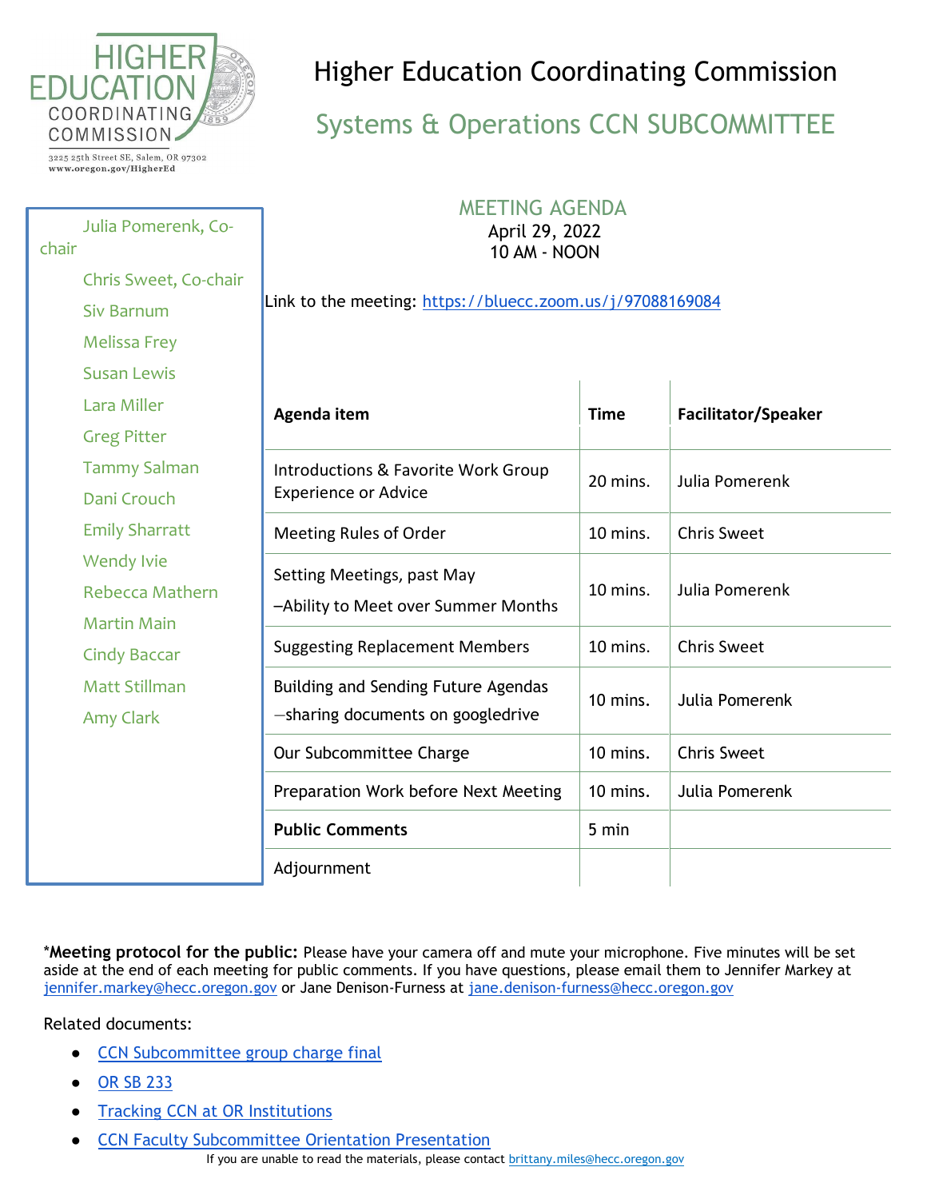HIGHER EDUCATION COORDINATING COMMISSION

3225 25th Street SE, Salem, OR 97302
www.oregon.gov/HigherEd

# Higher Education Coordinating Commission

## Systems & Operations CCN SUBCOMMITTEE

- Julia Pomerenk, Co-chair
- Chris Sweet, Co-chair
- Siv Barnum
- Melissa Frey
- Susan Lewis
- Lara Miller
- Greg Pitter
- Tammy Salman
- Dani Crouch
- Emily Sharratt
- Wendy Ivie
- Rebecca Mathern
- Martin Main
- Cindy Baccar
- Matt Stillman
- Amy Clark

### MEETING AGENDA

April 29, 2022
10 AM - NOON

Link to the meeting: https://bluecc.zoom.us/j/97088169084

| Agenda item | Time | Facilitator/Speaker |
|---|---|---|
| Introductions & Favorite Work Group Experience or Advice | 20 mins. | Julia Pomerenk |
| Meeting Rules of Order | 10 mins. | Chris Sweet |
| Setting Meetings, past May –Ability to Meet over Summer Months | 10 mins. | Julia Pomerenk |
| Suggesting Replacement Members | 10 mins. | Chris Sweet |
| Building and Sending Future Agendas —sharing documents on googledrive | 10 mins. | Julia Pomerenk |
| Our Subcommittee Charge | 10 mins. | Chris Sweet |
| Preparation Work before Next Meeting | 10 mins. | Julia Pomerenk |
| **Public Comments** | 5 min | |
| Adjournment | | |

\***Meeting protocol for the public:** Please have your camera off and mute your microphone. Five minutes will be set aside at the end of each meeting for public comments. If you have questions, please email them to Jennifer Markey at jennifer.markey@hecc.oregon.gov or Jane Denison-Furness at jane.denison-furness@hecc.oregon.gov

Related documents:

- CCN Subcommittee group charge final
- OR SB 233
- Tracking CCN at OR Institutions
- CCN Faculty Subcommittee Orientation Presentation

If you are unable to read the materials, please contact brittany.miles@hecc.oregon.gov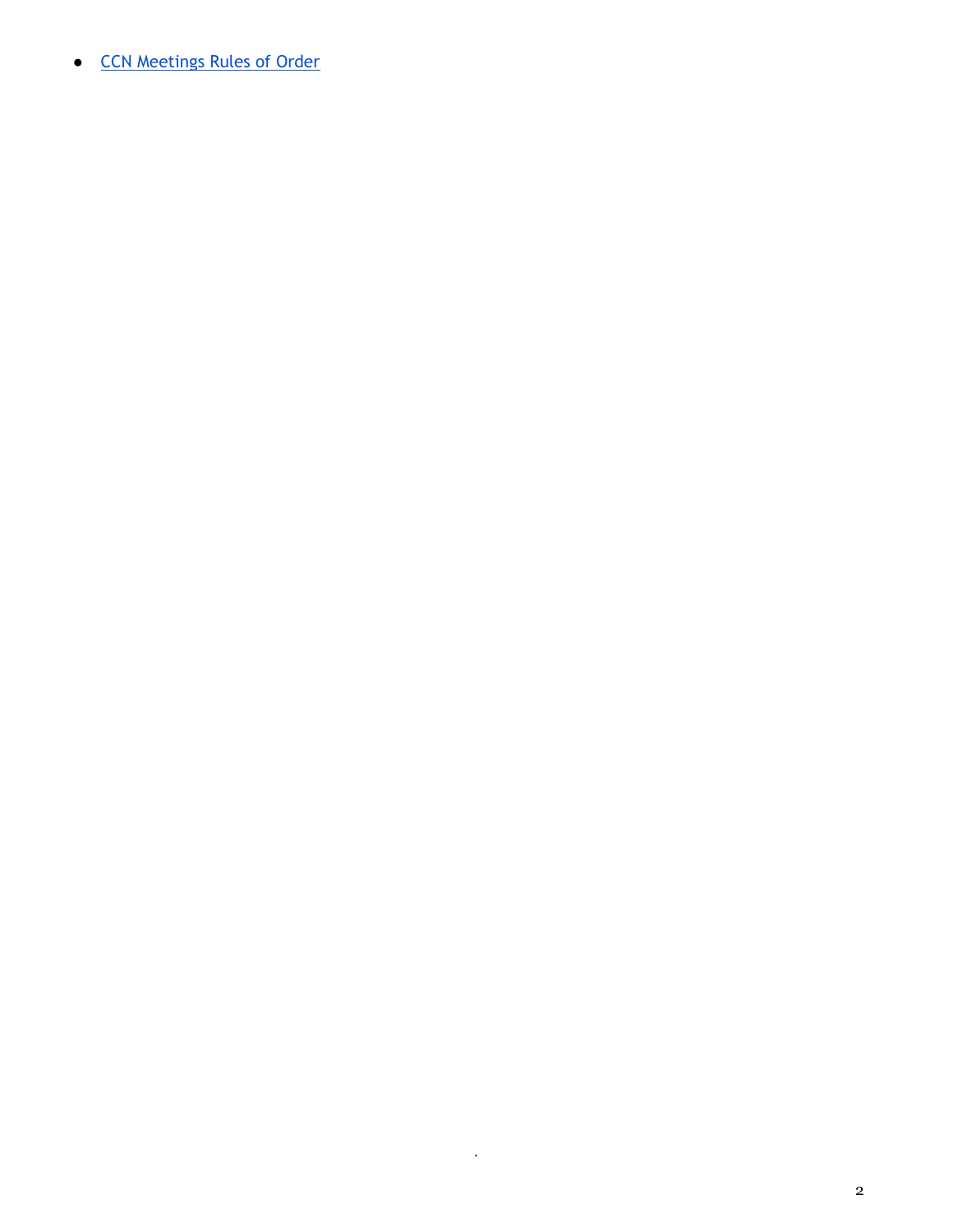- CCN Meetings Rules of Order